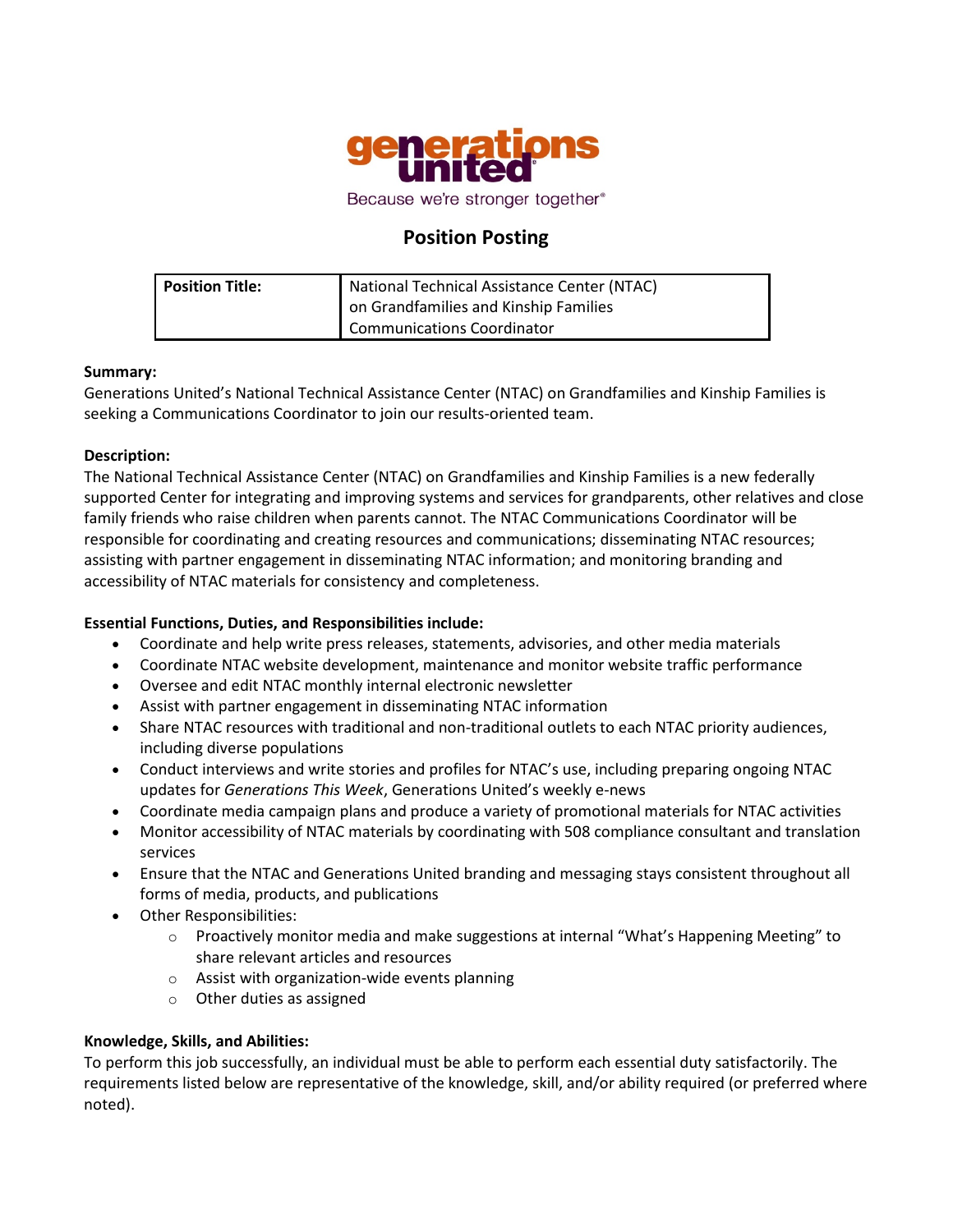generations united

Because we're stronger together®

# Position Posting

| **Position Title:** | National Technical Assistance Center (NTAC) on Grandfamilies and Kinship Families Communications Coordinator |
|---|---|

**Summary:**
Generations United's National Technical Assistance Center (NTAC) on Grandfamilies and Kinship Families is seeking a Communications Coordinator to join our results-oriented team.

**Description:**
The National Technical Assistance Center (NTAC) on Grandfamilies and Kinship Families is a new federally supported Center for integrating and improving systems and services for grandparents, other relatives and close family friends who raise children when parents cannot. The NTAC Communications Coordinator will be responsible for coordinating and creating resources and communications; disseminating NTAC resources; assisting with partner engagement in disseminating NTAC information; and monitoring branding and accessibility of NTAC materials for consistency and completeness.

**Essential Functions, Duties, and Responsibilities include:**

- Coordinate and help write press releases, statements, advisories, and other media materials
- Coordinate NTAC website development, maintenance and monitor website traffic performance
- Oversee and edit NTAC monthly internal electronic newsletter
- Assist with partner engagement in disseminating NTAC information
- Share NTAC resources with traditional and non-traditional outlets to each NTAC priority audiences, including diverse populations
- Conduct interviews and write stories and profiles for NTAC's use, including preparing ongoing NTAC updates for *Generations This Week*, Generations United's weekly e-news
- Coordinate media campaign plans and produce a variety of promotional materials for NTAC activities
- Monitor accessibility of NTAC materials by coordinating with 508 compliance consultant and translation services
- Ensure that the NTAC and Generations United branding and messaging stays consistent throughout all forms of media, products, and publications
- Other Responsibilities:
  - Proactively monitor media and make suggestions at internal "What's Happening Meeting" to share relevant articles and resources
  - Assist with organization-wide events planning
  - Other duties as assigned

**Knowledge, Skills, and Abilities:**
To perform this job successfully, an individual must be able to perform each essential duty satisfactorily. The requirements listed below are representative of the knowledge, skill, and/or ability required (or preferred where noted).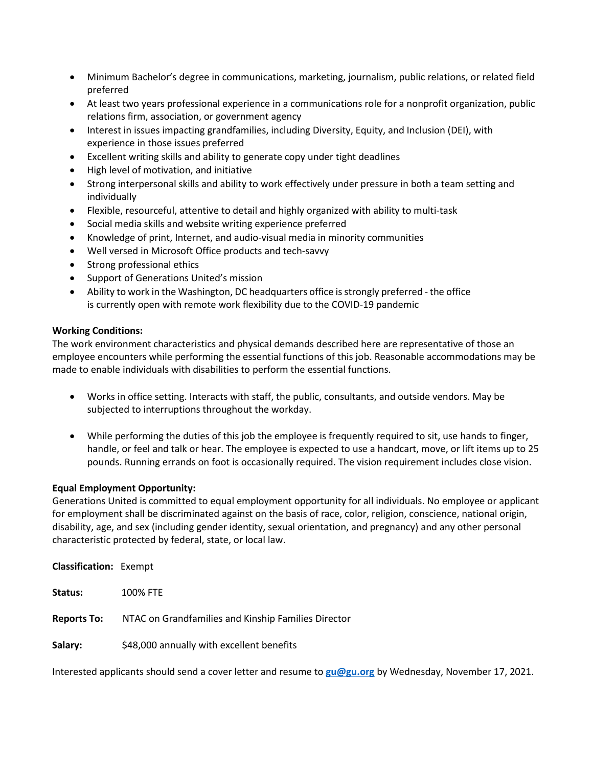- Minimum Bachelor's degree in communications, marketing, journalism, public relations, or related field preferred
- At least two years professional experience in a communications role for a nonprofit organization, public relations firm, association, or government agency
- Interest in issues impacting grandfamilies, including Diversity, Equity, and Inclusion (DEI), with experience in those issues preferred
- Excellent writing skills and ability to generate copy under tight deadlines
- High level of motivation, and initiative
- Strong interpersonal skills and ability to work effectively under pressure in both a team setting and individually
- Flexible, resourceful, attentive to detail and highly organized with ability to multi-task
- Social media skills and website writing experience preferred
- Knowledge of print, Internet, and audio-visual media in minority communities
- Well versed in Microsoft Office products and tech-savvy
- Strong professional ethics
- Support of Generations United's mission
- Ability to work in the Washington, DC headquarters office is strongly preferred - the office is currently open with remote work flexibility due to the COVID-19 pandemic

**Working Conditions:**
The work environment characteristics and physical demands described here are representative of those an employee encounters while performing the essential functions of this job. Reasonable accommodations may be made to enable individuals with disabilities to perform the essential functions.

- Works in office setting. Interacts with staff, the public, consultants, and outside vendors. May be subjected to interruptions throughout the workday.

- While performing the duties of this job the employee is frequently required to sit, use hands to finger, handle, or feel and talk or hear. The employee is expected to use a handcart, move, or lift items up to 25 pounds. Running errands on foot is occasionally required. The vision requirement includes close vision.

**Equal Employment Opportunity:**
Generations United is committed to equal employment opportunity for all individuals. No employee or applicant for employment shall be discriminated against on the basis of race, color, religion, conscience, national origin, disability, age, and sex (including gender identity, sexual orientation, and pregnancy) and any other personal characteristic protected by federal, state, or local law.

**Classification:** Exempt

**Status:** 100% FTE

**Reports To:** NTAC on Grandfamilies and Kinship Families Director

**Salary:** $48,000 annually with excellent benefits

Interested applicants should send a cover letter and resume to **gu@gu.org** by Wednesday, November 17, 2021.